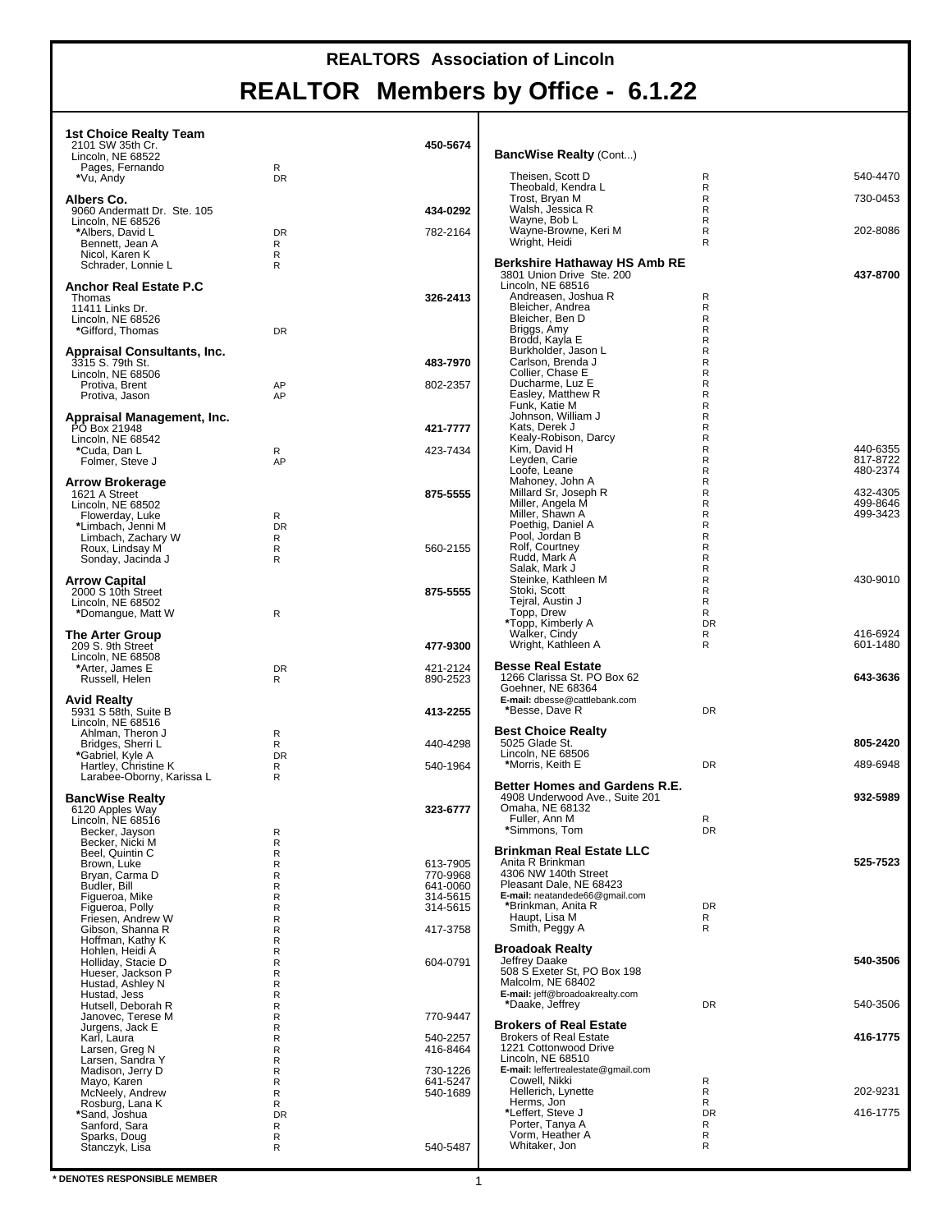# REALTORS Association of Lincoln

## REALTOR Members by Office - 6.1.22

### 1st Choice Realty Team

2101 SW 35th Cr. — **450-5674**
Lincoln, NE 68522

| Name | Type | Phone |
|---|---|---|
| Pages, Fernando | R | |
| *Vu, Andy | DR | |

### Albers Co.

9060 Andermatt Dr. Ste. 105 — **434-0292**
Lincoln, NE 68526

| Name | Type | Phone |
|---|---|---|
| *Albers, David L | DR | 782-2164 |
| Bennett, Jean A | R | |
| Nicol, Karen K | R | |
| Schrader, Lonnie L | R | |

### Anchor Real Estate P.C

Thomas — **326-2413**
11411 Links Dr.
Lincoln, NE 68526

| Name | Type | Phone |
|---|---|---|
| *Gifford, Thomas | DR | |

### Appraisal Consultants, Inc.

3315 S. 79th St. — **483-7970**
Lincoln, NE 68506

| Name | Type | Phone |
|---|---|---|
| Protiva, Brent | AP | 802-2357 |
| Protiva, Jason | AP | |

### Appraisal Management, Inc.

PO Box 21948 — **421-7777**
Lincoln, NE 68542

| Name | Type | Phone |
|---|---|---|
| *Cuda, Dan L | R | 423-7434 |
| Folmer, Steve J | AP | |

### Arrow Brokerage

1621 A Street — **875-5555**
Lincoln, NE 68502

| Name | Type | Phone |
|---|---|---|
| Flowerday, Luke | R | |
| *Limbach, Jenni M | DR | |
| Limbach, Zachary W | R | |
| Roux, Lindsay M | R | 560-2155 |
| Sonday, Jacinda J | R | |

### Arrow Capital

2000 S 10th Street — **875-5555**
Lincoln, NE 68502

| Name | Type | Phone |
|---|---|---|
| *Domangue, Matt W | R | |

### The Arter Group

209 S. 9th Street — **477-9300**
Lincoln, NE 68508

| Name | Type | Phone |
|---|---|---|
| *Arter, James E | DR | 421-2124 |
| Russell, Helen | R | 890-2523 |

### Avid Realty

5931 S 58th, Suite B — **413-2255**
Lincoln, NE 68516

| Name | Type | Phone |
|---|---|---|
| Ahlman, Theron J | R | |
| Bridges, Sherri L | R | 440-4298 |
| *Gabriel, Kyle A | DR | |
| Hartley, Christine K | R | 540-1964 |
| Larabee-Oborny, Karissa L | R | |

### BancWise Realty

6120 Apples Way — **323-6777**
Lincoln, NE 68516

| Name | Type | Phone |
|---|---|---|
| Becker, Jayson | R | |
| Becker, Nicki M | R | |
| Beel, Quintin C | R | |
| Brown, Luke | R | 613-7905 |
| Bryan, Carma D | R | 770-9968 |
| Budler, Bill | R | 641-0060 |
| Figueroa, Mike | R | 314-5615 |
| Figueroa, Polly | R | 314-5615 |
| Friesen, Andrew W | R | |
| Gibson, Shanna R | R | 417-3758 |
| Hoffman, Kathy K | R | |
| Hohlen, Heidi A | R | |
| Holliday, Stacie D | R | 604-0791 |
| Hueser, Jackson P | R | |
| Hustad, Ashley N | R | |
| Hustad, Jess | R | |
| Hutsell, Deborah R | R | |
| Janovec, Terese M | R | 770-9447 |
| Jurgens, Jack E | R | |
| Karl, Laura | R | 540-2257 |
| Larsen, Greg N | R | 416-8464 |
| Larsen, Sandra Y | R | |
| Madison, Jerry D | R | 730-1226 |
| Mayo, Karen | R | 641-5247 |
| McNeely, Andrew | R | 540-1689 |
| Rosburg, Lana K | R | |
| *Sand, Joshua | DR | |
| Sanford, Sara | R | |
| Sparks, Doug | R | |
| Stanczyk, Lisa | R | 540-5487 |

### BancWise Realty (Cont...)

| Name | Type | Phone |
|---|---|---|
| Theisen, Scott D | R | 540-4470 |
| Theobald, Kendra L | R | |
| Trost, Bryan M | R | 730-0453 |
| Walsh, Jessica R | R | |
| Wayne, Bob L | R | |
| Wayne-Browne, Keri M | R | 202-8086 |
| Wright, Heidi | R | |

### Berkshire Hathaway HS Amb RE

3801 Union Drive Ste. 200 — **437-8700**
Lincoln, NE 68516

| Name | Type | Phone |
|---|---|---|
| Andreasen, Joshua R | R | |
| Bleicher, Andrea | R | |
| Bleicher, Ben D | R | |
| Briggs, Amy | R | |
| Brodd, Kayla E | R | |
| Burkholder, Jason L | R | |
| Carlson, Brenda J | R | |
| Collier, Chase E | R | |
| Ducharme, Luz E | R | |
| Easley, Matthew R | R | |
| Funk, Katie M | R | |
| Johnson, William J | R | |
| Kats, Derek J | R | |
| Kealy-Robison, Darcy | R | |
| Kim, David H | R | 440-6355 |
| Leyden, Carie | R | 817-8722 |
| Loofe, Leane | R | 480-2374 |
| Mahoney, John A | R | |
| Millard Sr, Joseph R | R | 432-4305 |
| Miller, Angela M | R | 499-8646 |
| Miller, Shawn A | R | 499-3423 |
| Poethig, Daniel A | R | |
| Pool, Jordan B | R | |
| Rolf, Courtney | R | |
| Rudd, Mark A | R | |
| Salak, Mark J | R | |
| Steinke, Kathleen M | R | 430-9010 |
| Stoki, Scott | R | |
| Tejral, Austin J | R | |
| Topp, Drew | R | |
| *Topp, Kimberly A | DR | |
| Walker, Cindy | R | 416-6924 |
| Wright, Kathleen A | R | 601-1480 |

### Besse Real Estate

1266 Clarissa St. PO Box 62 — **643-3636**
Goehner, NE 68364
**E-mail:** dbesse@cattlebank.com

| Name | Type | Phone |
|---|---|---|
| *Besse, Dave R | DR | |

### Best Choice Realty

5025 Glade St. — **805-2420**
Lincoln, NE 68506

| Name | Type | Phone |
|---|---|---|
| *Morris, Keith E | DR | 489-6948 |

### Better Homes and Gardens R.E.

4908 Underwood Ave., Suite 201 — **932-5989**
Omaha, NE 68132

| Name | Type | Phone |
|---|---|---|
| Fuller, Ann M | R | |
| *Simmons, Tom | DR | |

### Brinkman Real Estate LLC

Anita R Brinkman — **525-7523**
4306 NW 140th Street
Pleasant Dale, NE 68423
**E-mail:** neatandede66@gmail.com

| Name | Type | Phone |
|---|---|---|
| *Brinkman, Anita R | DR | |
| Haupt, Lisa M | R | |
| Smith, Peggy A | R | |

### Broadoak Realty

Jeffrey Daake — **540-3506**
508 S Exeter St, PO Box 198
Malcolm, NE 68402
**E-mail:** jeff@broadoakrealty.com

| Name | Type | Phone |
|---|---|---|
| *Daake, Jeffrey | DR | 540-3506 |

### Brokers of Real Estate

Brokers of Real Estate — **416-1775**
1221 Cottonwood Drive
Lincoln, NE 68510
**E-mail:** leffertrealestate@gmail.com

| Name | Type | Phone |
|---|---|---|
| Cowell, Nikki | R | |
| Hellerich, Lynette | R | 202-9231 |
| Herms, Jon | R | |
| *Leffert, Steve J | DR | 416-1775 |
| Porter, Tanya A | R | |
| Vorm, Heather A | R | |
| Whitaker, Jon | R | |

**\* DENOTES RESPONSIBLE MEMBER**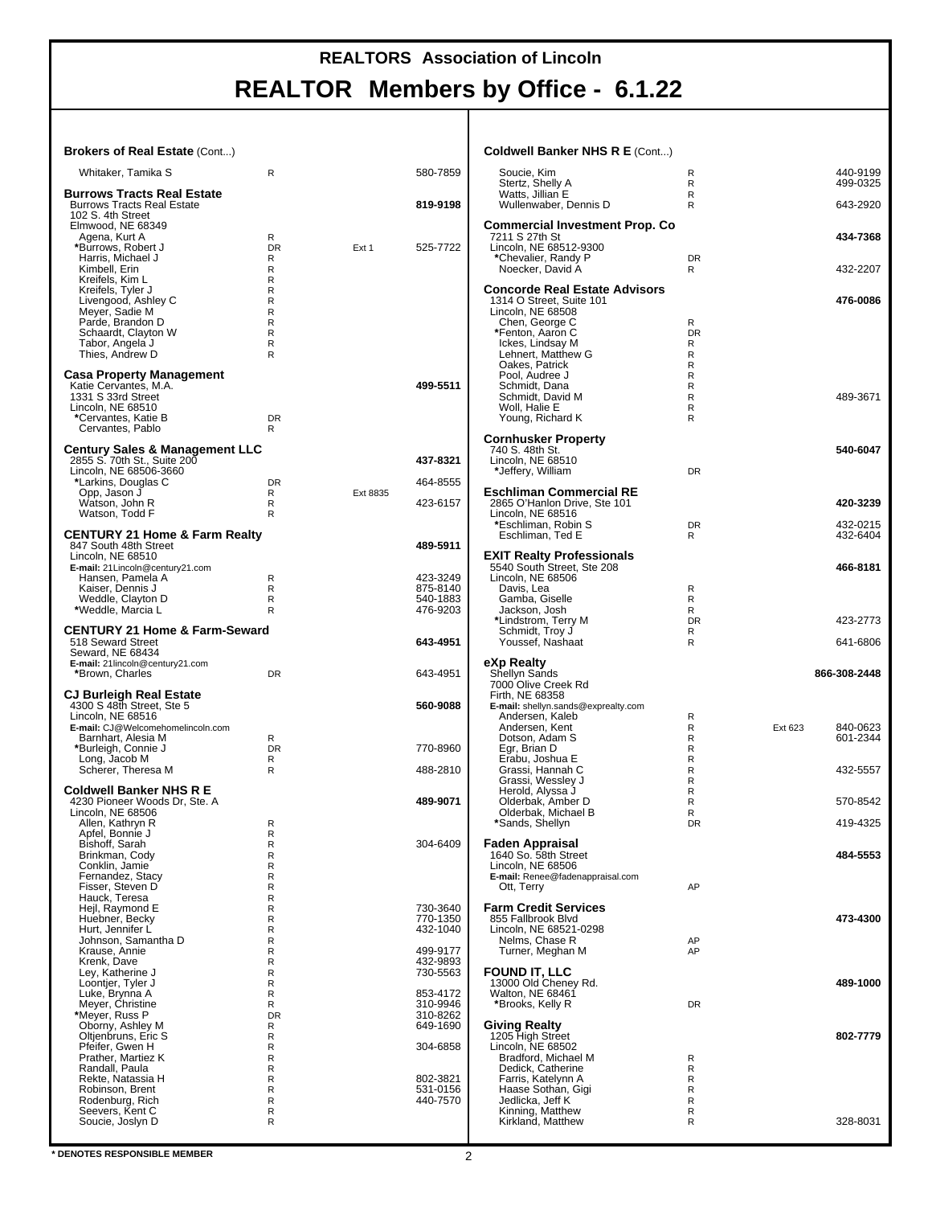# REALTORS Association of Lincoln

# REALTOR Members by Office - 6.1.22

### Brokers of Real Estate (Cont...)

| | | | |
|---|---|---|---|
| Whitaker, Tamika S | R | | 580-7859 |

### Burrows Tracts Real Estate

Burrows Tracts Real Estate — **819-9198**
102 S. 4th Street
Elmwood, NE 68349

| | | | |
|---|---|---|---|
| Agena, Kurt A | R | | |
| *Burrows, Robert J | DR | Ext 1 | 525-7722 |
| Harris, Michael J | R | | |
| Kimbell, Erin | R | | |
| Kreifels, Kim L | R | | |
| Kreifels, Tyler J | R | | |
| Livengood, Ashley C | R | | |
| Meyer, Sadie M | R | | |
| Parde, Brandon D | R | | |
| Schaardt, Clayton W | R | | |
| Tabor, Angela J | R | | |
| Thies, Andrew D | R | | |

### Casa Property Management

Katie Cervantes, M.A. — **499-5511**
1331 S 33rd Street
Lincoln, NE 68510

| | | | |
|---|---|---|---|
| *Cervantes, Katie B | DR | | |
| Cervantes, Pablo | R | | |

### Century Sales & Management LLC

2855 S. 70th St., Suite 200 — **437-8321**
Lincoln, NE 68506-3660

| | | | |
|---|---|---|---|
| *Larkins, Douglas C | DR | | 464-8555 |
| Opp, Jason J | R | Ext 8835 | |
| Watson, John R | R | | 423-6157 |
| Watson, Todd F | R | | |

### CENTURY 21 Home & Farm Realty

847 South 48th Street — **489-5911**
Lincoln, NE 68510
**E-mail:** 21Lincoln@century21.com

| | | | |
|---|---|---|---|
| Hansen, Pamela A | R | | 423-3249 |
| Kaiser, Dennis J | R | | 875-8140 |
| Weddle, Clayton D | R | | 540-1883 |
| *Weddle, Marcia L | R | | 476-9203 |

### CENTURY 21 Home & Farm-Seward

518 Seward Street — **643-4951**
Seward, NE 68434
**E-mail:** 21lincoln@century21.com

| | | | |
|---|---|---|---|
| *Brown, Charles | DR | | 643-4951 |

### CJ Burleigh Real Estate

4300 S 48th Street, Ste 5 — **560-9088**
Lincoln, NE 68516
**E-mail:** CJ@Welcomehomelincoln.com

| | | | |
|---|---|---|---|
| Barnhart, Alesia M | R | | |
| *Burleigh, Connie J | DR | | 770-8960 |
| Long, Jacob M | R | | |
| Scherer, Theresa M | R | | 488-2810 |

### Coldwell Banker NHS R E

4230 Pioneer Woods Dr, Ste. A — **489-9071**
Lincoln, NE 68506

| | | | |
|---|---|---|---|
| Allen, Kathryn R | R | | |
| Apfel, Bonnie J | R | | |
| Bishoff, Sarah | R | | 304-6409 |
| Brinkman, Cody | R | | |
| Conklin, Jamie | R | | |
| Fernandez, Stacy | R | | |
| Fisser, Steven D | R | | |
| Hauck, Teresa | R | | |
| Hejl, Raymond E | R | | 730-3640 |
| Huebner, Becky | R | | 770-1350 |
| Hurt, Jennifer L | R | | 432-1040 |
| Johnson, Samantha D | R | | |
| Krause, Annie | R | | 499-9177 |
| Krenk, Dave | R | | 432-9893 |
| Ley, Katherine J | R | | 730-5563 |
| Loontjer, Tyler J | R | | |
| Luke, Brynna A | R | | 853-4172 |
| Meyer, Christine | R | | 310-9946 |
| *Meyer, Russ P | DR | | 310-8262 |
| Oborny, Ashley M | R | | 649-1690 |
| Oltjenbruns, Eric S | R | | |
| Pfeifer, Gwen H | R | | 304-6858 |
| Prather, Martiez K | R | | |
| Randall, Paula | R | | |
| Rekte, Natassia H | R | | 802-3821 |
| Robinson, Brent | R | | 531-0156 |
| Rodenburg, Rich | R | | 440-7570 |
| Seevers, Kent C | R | | |
| Soucie, Joslyn D | R | | |

### Coldwell Banker NHS R E (Cont...)

| | | | |
|---|---|---|---|
| Soucie, Kim | R | | 440-9199 |
| Stertz, Shelly A | R | | 499-0325 |
| Watts, Jillian E | R | | |
| Wullenwaber, Dennis D | R | | 643-2920 |

### Commercial Investment Prop. Co

7211 S 27th St — **434-7368**
Lincoln, NE 68512-9300

| | | | |
|---|---|---|---|
| *Chevalier, Randy P | DR | | |
| Noecker, David A | R | | 432-2207 |

### Concorde Real Estate Advisors

1314 O Street, Suite 101 — **476-0086**
Lincoln, NE 68508

| | | | |
|---|---|---|---|
| Chen, George C | R | | |
| *Fenton, Aaron C | DR | | |
| Ickes, Lindsay M | R | | |
| Lehnert, Matthew G | R | | |
| Oakes, Patrick | R | | |
| Pool, Audree J | R | | |
| Schmidt, Dana | R | | |
| Schmidt, David M | R | | 489-3671 |
| Woll, Halie E | R | | |
| Young, Richard K | R | | |

### Cornhusker Property

740 S. 48th St. — **540-6047**
Lincoln, NE 68510

| | | | |
|---|---|---|---|
| *Jeffery, William | DR | | |

### Eschliman Commercial RE

2865 O'Hanlon Drive, Ste 101 — **420-3239**
Lincoln, NE 68516

| | | | |
|---|---|---|---|
| *Eschliman, Robin S | DR | | 432-0215 |
| Eschliman, Ted E | R | | 432-6404 |

### EXIT Realty Professionals

5540 South Street, Ste 208 — **466-8181**
Lincoln, NE 68506

| | | | |
|---|---|---|---|
| Davis, Lea | R | | |
| Gamba, Giselle | R | | |
| Jackson, Josh | R | | |
| *Lindstrom, Terry M | DR | | 423-2773 |
| Schmidt, Troy J | R | | |
| Youssef, Nashaat | R | | 641-6806 |

### eXp Realty

Shellyn Sands — **866-308-2448**
7000 Olive Creek Rd
Firth, NE 68358
**E-mail:** shellyn.sands@exprealty.com

| | | | |
|---|---|---|---|
| Andersen, Kaleb | R | | |
| Andersen, Kent | R | Ext 623 | 840-0623 |
| Dotson, Adam S | R | | 601-2344 |
| Egr, Brian D | R | | |
| Erabu, Joshua E | R | | |
| Grassi, Hannah C | R | | 432-5557 |
| Grassi, Wessley J | R | | |
| Herold, Alyssa J | R | | |
| Olderbak, Amber D | R | | 570-8542 |
| Olderbak, Michael B | R | | |
| *Sands, Shellyn | DR | | 419-4325 |

### Faden Appraisal

1640 So. 58th Street — **484-5553**
Lincoln, NE 68506
**E-mail:** Renee@fadenappraisal.com

| | | | |
|---|---|---|---|
| Ott, Terry | AP | | |

### Farm Credit Services

855 Fallbrook Blvd — **473-4300**
Lincoln, NE 68521-0298

| | | | |
|---|---|---|---|
| Nelms, Chase R | AP | | |
| Turner, Meghan M | AP | | |

### FOUND IT, LLC

13000 Old Cheney Rd. — **489-1000**
Walton, NE 68461

| | | | |
|---|---|---|---|
| *Brooks, Kelly R | DR | | |

### Giving Realty

1205 High Street — **802-7779**
Lincoln, NE 68502

| | | | |
|---|---|---|---|
| Bradford, Michael M | R | | |
| Dedick, Catherine | R | | |
| Farris, Katelynn A | R | | |
| Haase Sothan, Gigi | R | | |
| Jedlicka, Jeff K | R | | |
| Kinning, Matthew | R | | |
| Kirkland, Matthew | R | | 328-8031 |

**\* DENOTES RESPONSIBLE MEMBER**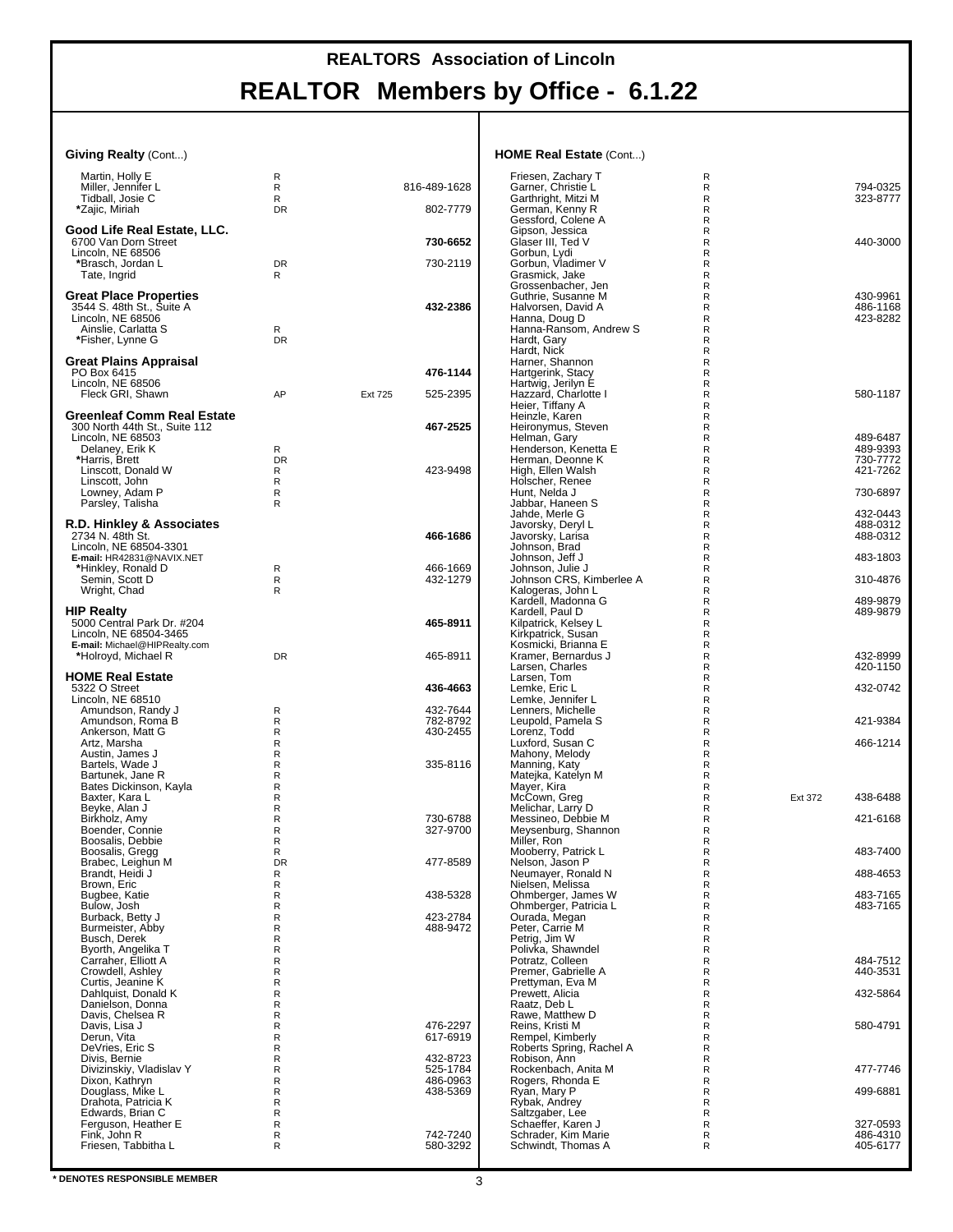# REALTORS Association of Lincoln

# REALTOR Members by Office - 6.1.22

### Giving Realty (Cont...)

| Name | Type | Ext | Phone |
|---|---|---|---|
| Martin, Holly E | R | | |
| Miller, Jennifer L | R | | 816-489-1628 |
| Tidball, Josie C | R | | |
| *Zajic, Miriah | DR | | 802-7779 |

### Good Life Real Estate, LLC.
6700 Van Dorn Street
Lincoln, NE 68506
**730-6652**

| Name | Type | Ext | Phone |
|---|---|---|---|
| *Brasch, Jordan L | DR | | 730-2119 |
| Tate, Ingrid | R | | |

### Great Place Properties
3544 S. 48th St., Suite A
Lincoln, NE 68506
**432-2386**

| Name | Type | Ext | Phone |
|---|---|---|---|
| Ainslie, Carlatta S | R | | |
| *Fisher, Lynne G | DR | | |

### Great Plains Appraisal
PO Box 6415
Lincoln, NE 68506
**476-1144**

| Name | Type | Ext | Phone |
|---|---|---|---|
| Fleck GRI, Shawn | AP | Ext 725 | 525-2395 |

### Greenleaf Comm Real Estate
300 North 44th St., Suite 112
Lincoln, NE 68503
**467-2525**

| Name | Type | Ext | Phone |
|---|---|---|---|
| Delaney, Erik K | R | | |
| *Harris, Brett | DR | | |
| Linscott, Donald W | R | | 423-9498 |
| Linscott, John | R | | |
| Lowney, Adam P | R | | |
| Parsley, Talisha | R | | |

### R.D. Hinkley & Associates
2734 N. 48th St.
Lincoln, NE 68504-3301
E-mail: HR42831@NAVIX.NET
**466-1686**

| Name | Type | Ext | Phone |
|---|---|---|---|
| *Hinkley, Ronald D | R | | 466-1669 |
| Semin, Scott D | R | | 432-1279 |
| Wright, Chad | R | | |

### HIP Realty
5000 Central Park Dr. #204
Lincoln, NE 68504-3465
E-mail: Michael@HIPRealty.com
**465-8911**

| Name | Type | Ext | Phone |
|---|---|---|---|
| *Holroyd, Michael R | DR | | 465-8911 |

### HOME Real Estate
5322 O Street
Lincoln, NE 68510
**436-4663**

| Name | Type | Ext | Phone |
|---|---|---|---|
| Amundson, Randy J | R | | 432-7644 |
| Amundson, Roma B | R | | 782-8792 |
| Ankerson, Matt G | R | | 430-2455 |
| Artz, Marsha | R | | |
| Austin, James J | R | | |
| Bartels, Wade J | R | | 335-8116 |
| Bartunek, Jane R | R | | |
| Bates Dickinson, Kayla | R | | |
| Baxter, Kara L | R | | |
| Beyke, Alan J | R | | |
| Birkholz, Amy | R | | 730-6788 |
| Boender, Connie | R | | 327-9700 |
| Boosalis, Debbie | R | | |
| Boosalis, Gregg | R | | |
| Brabec, Leighun M | DR | | 477-8589 |
| Brandt, Heidi J | R | | |
| Brown, Eric | R | | |
| Bugbee, Katie | R | | 438-5328 |
| Bulow, Josh | R | | |
| Burback, Betty J | R | | 423-2784 |
| Burmeister, Abby | R | | 488-9472 |
| Busch, Derek | R | | |
| Byorth, Angelika T | R | | |
| Carraher, Elliott A | R | | |
| Crowdell, Ashley | R | | |
| Curtis, Jeanine K | R | | |
| Dahlquist, Donald K | R | | |
| Danielson, Donna | R | | |
| Davis, Chelsea R | R | | |
| Davis, Lisa J | R | | 476-2297 |
| Derun, Vita | R | | 617-6919 |
| DeVries, Eric S | R | | |
| Divis, Bernie | R | | 432-8723 |
| Divizinskiy, Vladislav Y | R | | 525-1784 |
| Dixon, Kathryn | R | | 486-0963 |
| Douglass, Mike L | R | | 438-5369 |
| Drahota, Patricia K | R | | |
| Edwards, Brian C | R | | |
| Ferguson, Heather E | R | | |
| Fink, John R | R | | 742-7240 |
| Friesen, Tabbitha L | R | | 580-3292 |

### HOME Real Estate (Cont...)

| Name | Type | Ext | Phone |
|---|---|---|---|
| Friesen, Zachary T | R | | |
| Garner, Christie L | R | | 794-0325 |
| Garthright, Mitzi M | R | | 323-8777 |
| German, Kenny R | R | | |
| Gessford, Colene A | R | | |
| Gipson, Jessica | R | | |
| Glaser III, Ted V | R | | 440-3000 |
| Gorbun, Lydi | R | | |
| Gorbun, Vladimer V | R | | |
| Grasmick, Jake | R | | |
| Grossenbacher, Jen | R | | |
| Guthrie, Susanne M | R | | 430-9961 |
| Halvorsen, David A | R | | 486-1168 |
| Hanna, Doug D | R | | 423-8282 |
| Hanna-Ransom, Andrew S | R | | |
| Hardt, Gary | R | | |
| Hardt, Nick | R | | |
| Harner, Shannon | R | | |
| Hartgerink, Stacy | R | | |
| Hartwig, Jerilyn E | R | | |
| Hazzard, Charlotte I | R | | 580-1187 |
| Heier, Tiffany A | R | | |
| Heinzle, Karen | R | | |
| Heironymus, Steven | R | | |
| Helman, Gary | R | | 489-6487 |
| Henderson, Kenetta E | R | | 489-9393 |
| Herman, Deonne K | R | | 730-7772 |
| High, Ellen Walsh | R | | 421-7262 |
| Holscher, Renee | R | | |
| Hunt, Nelda J | R | | 730-6897 |
| Jabbar, Haneen S | R | | |
| Jahde, Merle G | R | | 432-0443 |
| Javorsky, Deryl L | R | | 488-0312 |
| Javorsky, Larisa | R | | 488-0312 |
| Johnson, Brad | R | | |
| Johnson, Jeff J | R | | 483-1803 |
| Johnson, Julie J | R | | |
| Johnson CRS, Kimberlee A | R | | 310-4876 |
| Kalogeras, John L | R | | |
| Kardell, Madonna G | R | | 489-9879 |
| Kardell, Paul D | R | | 489-9879 |
| Kilpatrick, Kelsey L | R | | |
| Kirkpatrick, Susan | R | | |
| Kosmicki, Brianna E | R | | |
| Kramer, Bernardus J | R | | 432-8999 |
| Larsen, Charles | R | | 420-1150 |
| Larsen, Tom | R | | |
| Lemke, Eric L | R | | 432-0742 |
| Lemke, Jennifer L | R | | |
| Lenners, Michelle | R | | |
| Leupold, Pamela S | R | | 421-9384 |
| Lorenz, Todd | R | | |
| Luxford, Susan C | R | | 466-1214 |
| Mahony, Melody | R | | |
| Manning, Katy | R | | |
| Matejka, Katelyn M | R | | |
| Mayer, Kira | R | | |
| McCown, Greg | R | Ext 372 | 438-6488 |
| Melichar, Larry D | R | | |
| Messineo, Debbie M | R | | 421-6168 |
| Meysenburg, Shannon | R | | |
| Miller, Ron | R | | |
| Mooberry, Patrick L | R | | 483-7400 |
| Nelson, Jason P | R | | |
| Neumayer, Ronald N | R | | 488-4653 |
| Nielsen, Melissa | R | | |
| Ohmberger, James W | R | | 483-7165 |
| Ohmberger, Patricia L | R | | 483-7165 |
| Ourada, Megan | R | | |
| Peter, Carrie M | R | | |
| Petrig, Jim W | R | | |
| Polivka, Shawndel | R | | |
| Potratz, Colleen | R | | 484-7512 |
| Premer, Gabrielle A | R | | 440-3531 |
| Prettyman, Eva M | R | | |
| Prewett, Alicia | R | | 432-5864 |
| Raatz, Deb L | R | | |
| Rawe, Matthew D | R | | |
| Reins, Kristi M | R | | 580-4791 |
| Rempel, Kimberly | R | | |
| Roberts Spring, Rachel A | R | | |
| Robison, Ann | R | | |
| Rockenbach, Anita M | R | | 477-7746 |
| Rogers, Rhonda E | R | | |
| Ryan, Mary P | R | | 499-6881 |
| Rybak, Andrey | R | | |
| Saltzgaber, Lee | R | | |
| Schaeffer, Karen J | R | | 327-0593 |
| Schrader, Kim Marie | R | | 486-4310 |
| Schwindt, Thomas A | R | | 405-6177 |

* DENOTES RESPONSIBLE MEMBER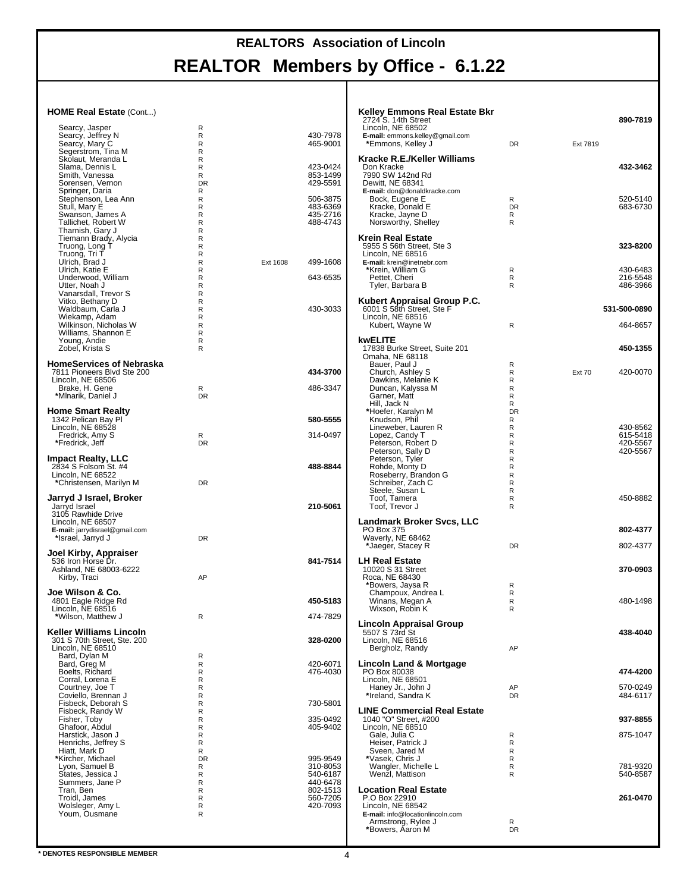# REALTORS Association of Lincoln

# REALTOR Members by Office - 6.1.22

### HOME Real Estate (Cont...)

| Name | Type | Ext | Phone |
|---|---|---|---|
| Searcy, Jasper | R | | |
| Searcy, Jeffrey N | R | | 430-7978 |
| Searcy, Mary C | R | | 465-9001 |
| Segerstrom, Tina M | R | | |
| Skolaut, Meranda L | R | | |
| Slama, Dennis L | R | | 423-0424 |
| Smith, Vanessa | R | | 853-1499 |
| Sorensen, Vernon | DR | | 429-5591 |
| Springer, Daria | R | | |
| Stephenson, Lea Ann | R | | 506-3875 |
| Stull, Mary E | R | | 483-6369 |
| Swanson, James A | R | | 435-2716 |
| Tallichet, Robert W | R | | 488-4743 |
| Tharnish, Gary J | R | | |
| Tiemann Brady, Alycia | R | | |
| Truong, Long T | R | | |
| Truong, Tri T | R | | |
| Ulrich, Brad J | R | Ext 1608 | 499-1608 |
| Ulrich, Katie E | R | | |
| Underwood, William | R | | 643-6535 |
| Utter, Noah J | R | | |
| Vanarsdall, Trevor S | R | | |
| Vitko, Bethany D | R | | |
| Waldbaum, Carla J | R | | 430-3033 |
| Wiekamp, Adam | R | | |
| Wilkinson, Nicholas W | R | | |
| Williams, Shannon E | R | | |
| Young, Andie | R | | |
| Zobel, Krista S | R | | |

### HomeServices of Nebraska
7811 Pioneers Blvd Ste 200
Lincoln, NE 68506
**434-3700**

| Name | Type | Phone |
|---|---|---|
| Brake, H. Gene | R | 486-3347 |
| *Mlnarik, Daniel J | DR | |

### Home Smart Realty
1342 Pelican Bay Pl
Lincoln, NE 68528
**580-5555**

| Name | Type | Phone |
|---|---|---|
| Fredrick, Amy S | R | 314-0497 |
| *Fredrick, Jeff | DR | |

### Impact Realty, LLC
2834 S Folsom St. #4
Lincoln, NE 68522
**488-8844**

| Name | Type | Phone |
|---|---|---|
| *Christensen, Marilyn M | DR | |

### Jarryd J Israel, Broker
Jarryd Israel
3105 Rawhide Drive
Lincoln, NE 68507
**E-mail:** jarrydisrael@gmail.com
**210-5061**

| Name | Type | Phone |
|---|---|---|
| *Israel, Jarryd J | DR | |

### Joel Kirby, Appraiser
536 Iron Horse Dr.
Ashland, NE 68003-6222
**841-7514**

| Name | Type | Phone |
|---|---|---|
| Kirby, Traci | AP | |

### Joe Wilson & Co.
4801 Eagle Ridge Rd
Lincoln, NE 68516
**450-5183**

| Name | Type | Phone |
|---|---|---|
| *Wilson, Matthew J | R | 474-7829 |

### Keller Williams Lincoln
301 S 70th Street, Ste. 200
Lincoln, NE 68510
**328-0200**

| Name | Type | Phone |
|---|---|---|
| Bard, Dylan M | R | |
| Bard, Greg M | R | 420-6071 |
| Boelts, Richard | R | 476-4030 |
| Corral, Lorena E | R | |
| Courtney, Joe T | R | |
| Coviello, Brennan J | R | |
| Fisbeck, Deborah S | R | 730-5801 |
| Fisbeck, Randy W | R | |
| Fisher, Toby | R | 335-0492 |
| Ghafoor, Abdul | R | 405-9402 |
| Harstick, Jason J | R | |
| Henrichs, Jeffrey S | R | |
| Hiatt, Mark D | R | |
| *Kircher, Michael | DR | 995-9549 |
| Lyon, Samuel B | R | 310-8053 |
| States, Jessica J | R | 540-6187 |
| Summers, Jane P | R | 440-6478 |
| Tran, Ben | R | 802-1513 |
| Troidl, James | R | 560-7205 |
| Wolsleger, Amy L | R | 420-7093 |
| Youm, Ousmane | R | |

### Kelley Emmons Real Estate Bkr
2724 S. 14th Street
Lincoln, NE 68502
**E-mail:** emmons.kelley@gmail.com
**890-7819**

| Name | Type | Ext | Phone |
|---|---|---|---|
| *Emmons, Kelley J | DR | Ext 7819 | |

### Kracke R.E./Keller Williams
Don Kracke
7990 SW 142nd Rd
Dewitt, NE 68341
**E-mail:** don@donaldkracke.com
**432-3462**

| Name | Type | Phone |
|---|---|---|
| Bock, Eugene E | R | 520-5140 |
| Kracke, Donald E | DR | 683-6730 |
| Kracke, Jayne D | R | |
| Norsworthy, Shelley | R | |

### Krein Real Estate
5955 S 56th Street, Ste 3
Lincoln, NE 68516
**E-mail:** krein@inetnebr.com
**323-8200**

| Name | Type | Phone |
|---|---|---|
| *Krein, William G | R | 430-6483 |
| Pettet, Cheri | R | 216-5548 |
| Tyler, Barbara B | R | 486-3966 |

### Kubert Appraisal Group P.C.
6001 S 58th Street, Ste F
Lincoln, NE 68516
**531-500-0890**

| Name | Type | Phone |
|---|---|---|
| Kubert, Wayne W | R | 464-8657 |

### kwELITE
17838 Burke Street, Suite 201
Omaha, NE 68118
**450-1355**

| Name | Type | Ext | Phone |
|---|---|---|---|
| Bauer, Paul J | R | | |
| Church, Ashley S | R | Ext 70 | 420-0070 |
| Dawkins, Melanie K | R | | |
| Duncan, Kalyssa M | R | | |
| Garner, Matt | R | | |
| Hill, Jack N | R | | |
| *Hoefer, Karalyn M | DR | | |
| Knudson, Phil | R | | |
| Lineweber, Lauren R | R | | 430-8562 |
| Lopez, Candy T | R | | 615-5418 |
| Peterson, Robert D | R | | 420-5567 |
| Peterson, Sally D | R | | 420-5567 |
| Peterson, Tyler | R | | |
| Rohde, Monty D | R | | |
| Roseberry, Brandon G | R | | |
| Schreiber, Zach C | R | | |
| Steele, Susan L | R | | |
| Toof, Tamera | R | | 450-8882 |
| Toof, Trevor J | R | | |

### Landmark Broker Svcs, LLC
PO Box 375
Waverly, NE 68462
**802-4377**

| Name | Type | Phone |
|---|---|---|
| *Jaeger, Stacey R | DR | 802-4377 |

### LH Real Estate
10020 S 31 Street
Roca, NE 68430
**370-0903**

| Name | Type | Phone |
|---|---|---|
| *Bowers, Jaysa R | R | |
| Champoux, Andrea L | R | |
| Winans, Megan A | R | 480-1498 |
| Wixson, Robin K | R | |

### Lincoln Appraisal Group
5507 S 73rd St
Lincoln, NE 68516
**438-4040**

| Name | Type | Phone |
|---|---|---|
| Bergholz, Randy | AP | |

### Lincoln Land & Mortgage
PO Box 80038
Lincoln, NE 68501
**474-4200**

| Name | Type | Phone |
|---|---|---|
| Haney Jr., John J | AP | 570-0249 |
| *Ireland, Sandra K | DR | 484-6117 |

### LINE Commercial Real Estate
1040 "O" Street, #200
Lincoln, NE 68510
**937-8855**

| Name | Type | Phone |
|---|---|---|
| Gale, Julia C | R | 875-1047 |
| Heiser, Patrick J | R | |
| Sveen, Jared M | R | |
| *Vasek, Chris J | R | |
| Wangler, Michelle L | R | 781-9320 |
| Wenzl, Mattison | R | 540-8587 |

### Location Real Estate
P.O Box 22910
Lincoln, NE 68542
**E-mail:** info@locationlincoln.com
**261-0470**

| Name | Type | Phone |
|---|---|---|
| Armstrong, Rylee J | R | |
| *Bowers, Aaron M | DR | |

\* DENOTES RESPONSIBLE MEMBER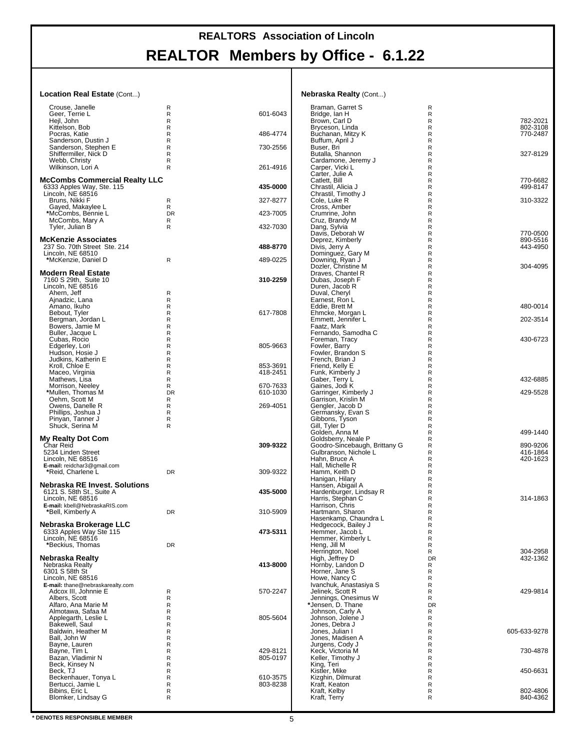# REALTORS Association of Lincoln

## REALTOR Members by Office - 6.1.22

**Location Real Estate** (Cont...)

| Name | Type | Phone |
|---|---|---|
| Crouse, Janelle | R | |
| Geer, Terrie L | R | 601-6043 |
| Hejl, John | R | |
| Kittelson, Bob | R | |
| Pocras, Katie | R | 486-4774 |
| Sanderson, Dustin J | R | |
| Sanderson, Stephen E | R | 730-2556 |
| Shiffermiller, Nick D | R | |
| Webb, Christy | R | |
| Wilkinson, Lori A | R | 261-4916 |

**McCombs Commercial Realty LLC**
6333 Apples Way, Ste. 115
Lincoln, NE 68516
**435-0000**

| Name | Type | Phone |
|---|---|---|
| Bruns, Nikki F | R | 327-8277 |
| Gayed, Makaylee L | R | |
| *McCombs, Bennie L | DR | 423-7005 |
| McCombs, Mary A | R | |
| Tyler, Julian B | R | 432-7030 |

**McKenzie Associates**
237 So. 70th Street Ste. 214
Lincoln, NE 68510
**488-8770**

| Name | Type | Phone |
|---|---|---|
| *McKenzie, Daniel D | R | 489-0225 |

**Modern Real Estate**
7160 S 29th, Suite 10
Lincoln, NE 68516
**310-2259**

| Name | Type | Phone |
|---|---|---|
| Ahern, Jeff | R | |
| Ajnadzic, Lana | R | |
| Amano, Ikuho | R | |
| Bebout, Tyler | R | 617-7808 |
| Bergman, Jordan L | R | |
| Bowers, Jamie M | R | |
| Buller, Jacque L | R | |
| Cubas, Rocio | R | |
| Edgerley, Lori | R | 805-9663 |
| Hudson, Hosie J | R | |
| Judkins, Katherin E | R | |
| Kroll, Chloe E | R | 853-3691 |
| Maceo, Virginia | R | 418-2451 |
| Mathews, Lisa | R | |
| Morrison, Neeley | R | 670-7633 |
| *Mullen, Thomas M | DR | 610-1030 |
| Oehm, Scott M | R | |
| Owens, Danelle R | R | 269-4051 |
| Phillips, Joshua J | R | |
| Pinyan, Tanner J | R | |
| Shuck, Serina M | R | |

**My Realty Dot Com**
Char Reid
5234 Linden Street
Lincoln, NE 68516
**E-mail:** reidchar3@gmail.com
**309-9322**

| Name | Type | Phone |
|---|---|---|
| *Reid, Charlene L | DR | 309-9322 |

**Nebraska RE Invest. Solutions**
6121 S. 58th St., Suite A
Lincoln, NE 68516
**E-mail:** kbell@NebraskaRIS.com
**435-5000**

| Name | Type | Phone |
|---|---|---|
| *Bell, Kimberly A | DR | 310-5909 |

**Nebraska Brokerage LLC**
6333 Apples Way Ste 115
Lincoln, NE 68516
**473-5311**

| Name | Type | Phone |
|---|---|---|
| *Beckius, Thomas | DR | |

**Nebraska Realty**
Nebraska Realty
6301 S 58th St
Lincoln, NE 68516
**E-mail:** thane@nebraskarealty.com
**413-8000**

| Name | Type | Phone |
|---|---|---|
| Adcox III, Johnnie E | R | 570-2247 |
| Albers, Scott | R | |
| Alfaro, Ana Marie M | R | |
| Almotawa, Safaa M | R | |
| Applegarth, Leslie L | R | 805-5604 |
| Bakewell, Saul | R | |
| Baldwin, Heather M | R | |
| Ball, John W | R | |
| Bayne, Lauren | R | |
| Bayne, Tim L | R | 429-8121 |
| Bazan, Vladimir N | R | 805-0197 |
| Beck, Kinsey N | R | |
| Beck, TJ | R | |
| Beckenhauer, Tonya L | R | 610-3575 |
| Bertucci, Jamie L | R | 803-8238 |
| Bibins, Eric L | R | |
| Blomker, Lindsay G | R | |

**Nebraska Realty** (Cont...)

| Name | Type | Phone |
|---|---|---|
| Braman, Garret S | R | |
| Bridge, Ian H | R | |
| Brown, Carl D | R | 782-2021 |
| Bryceson, Linda | R | 802-3108 |
| Buchanan, Mitzy K | R | 770-2487 |
| Buffum, April J | R | |
| Buser, Bri | R | |
| Butalla, Shannon | R | 327-8129 |
| Cardamone, Jeremy J | R | |
| Carper, Vicki L | R | |
| Carter, Julie A | R | |
| Catlett, Bill | R | 770-6682 |
| Chrastil, Alicia J | R | 499-8147 |
| Chrastil, Timothy J | R | |
| Cole, Luke R | R | 310-3322 |
| Cross, Amber | R | |
| Crumrine, John | R | |
| Cruz, Brandy M | R | |
| Dang, Sylvia | R | |
| Davis, Deborah W | R | 770-0500 |
| Deprez, Kimberly | R | 890-5516 |
| Divis, Jerry A | R | 443-4950 |
| Dominguez, Gary M | R | |
| Downing, Ryan J | R | |
| Dozler, Christine M | R | 304-4095 |
| Draves, Chantel R | R | |
| Dubas, Joseph F | R | |
| Duren, Jacob R | R | |
| Duval, Cheryl | R | |
| Earnest, Ron L | R | |
| Eddie, Brett M | R | 480-0014 |
| Ehmcke, Morgan L | R | |
| Emmett, Jennifer L | R | 202-3514 |
| Faatz, Mark | R | |
| Fernando, Samodha C | R | |
| Foreman, Tracy | R | 430-6723 |
| Fowler, Barry | R | |
| Fowler, Brandon S | R | |
| French, Brian J | R | |
| Friend, Kelly E | R | |
| Funk, Kimberly J | R | |
| Gaber, Terry L | R | 432-6885 |
| Gaines, Jodi K | R | |
| Garringer, Kimberly J | R | 429-5528 |
| Garrison, Krislin M | R | |
| Gengler, Jacob D | R | |
| Germansky, Evan S | R | |
| Gibbons, Tyson | R | |
| Gill, Tyler D | R | |
| Golden, Anna M | R | 499-1440 |
| Goldsberry, Neale P | R | |
| Goodro-Sincebaugh, Brittany G | R | 890-9206 |
| Gulbranson, Nichole L | R | 416-1864 |
| Hahn, Bruce A | R | 420-1623 |
| Hall, Michelle R | R | |
| Hamm, Keith D | R | |
| Hanigan, Hilary | R | |
| Hansen, Abigail A | R | |
| Hardenburger, Lindsay R | R | |
| Harris, Stephan C | R | 314-1863 |
| Harrison, Chris | R | |
| Hartmann, Sharon | R | |
| Hasenkamp, Chaundra L | R | |
| Hedgecock, Bailey J | R | |
| Hemmer, Jacob L | R | |
| Hemmer, Kimberly L | R | |
| Heng, Jill M | R | |
| Herrington, Noel | R | 304-2958 |
| High, Jeffrey D | DR | 432-1362 |
| Hornby, Landon D | R | |
| Horner, Jane S | R | |
| Howe, Nancy C | R | |
| Ivanchuk, Anastasiya S | R | |
| Jelinek, Scott R | R | 429-9814 |
| Jennings, Onesimus W | R | |
| *Jensen, D. Thane | DR | |
| Johnson, Carly A | R | |
| Johnson, Jolene J | R | |
| Jones, Debra J | R | |
| Jones, Julian I | R | 605-633-9278 |
| Jones, Madisen A | R | |
| Jurgens, Cody J | R | |
| Keck, Victoria M | R | 730-4878 |
| Keller, Timothy J | R | |
| King, Teri | R | |
| Kistler, Mike | R | 450-6631 |
| Kizghin, Dilmurat | R | |
| Kraft, Keaton | R | |
| Kraft, Kelby | R | 802-4806 |
| Kraft, Terry | R | 840-4362 |

**\* DENOTES RESPONSIBLE MEMBER**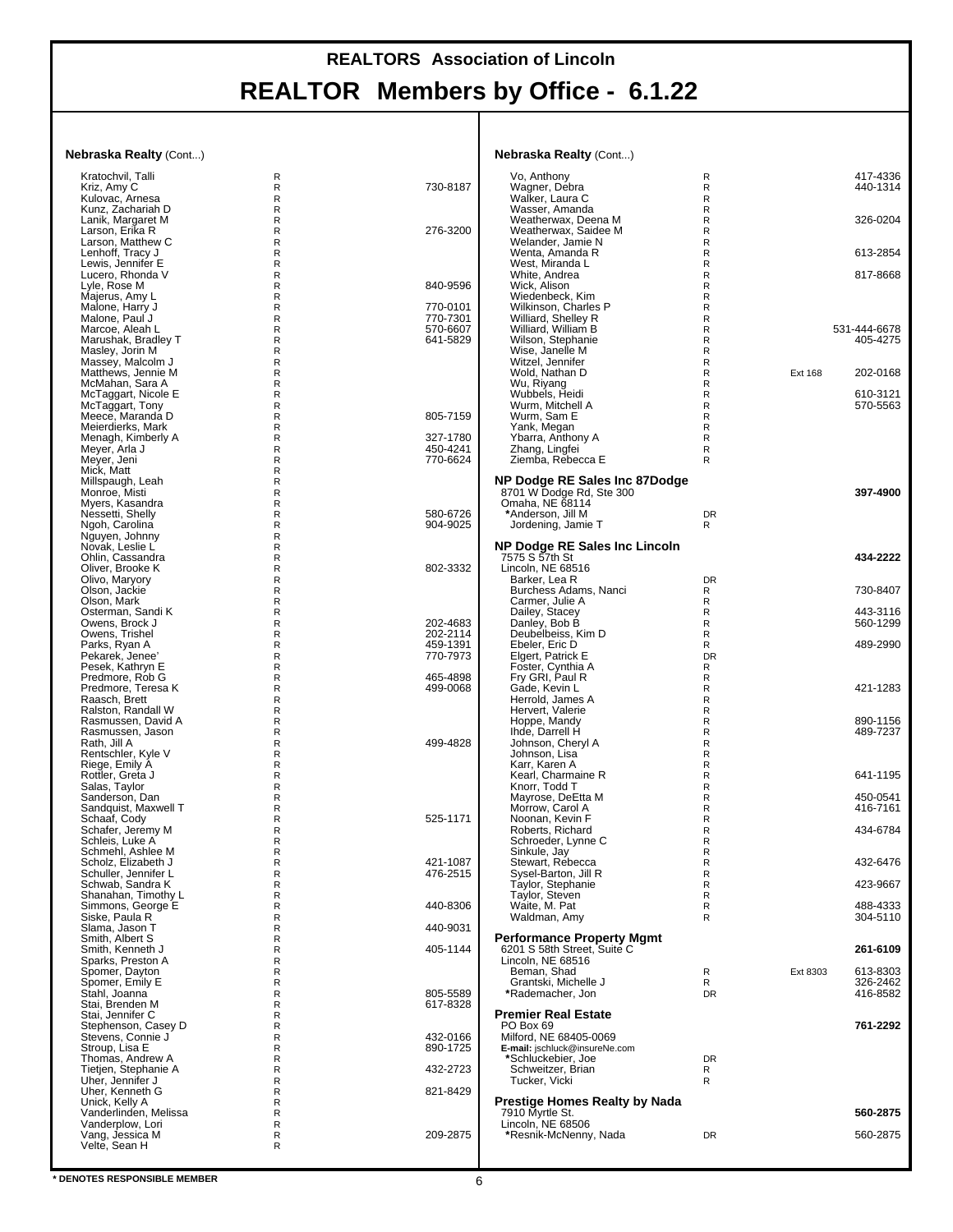# REALTORS Association of Lincoln

## REALTOR Members by Office - 6.1.22

### Nebraska Realty (Cont...)

| Name | Type | Ext | Phone |
|---|---|---|---|
| Kratochvil, Talli | R | | |
| Kriz, Amy C | R | | 730-8187 |
| Kulovac, Arnesa | R | | |
| Kunz, Zachariah D | R | | |
| Lanik, Margaret M | R | | |
| Larson, Erika R | R | | 276-3200 |
| Larson, Matthew C | R | | |
| Lenhoff, Tracy J | R | | |
| Lewis, Jennifer E | R | | |
| Lucero, Rhonda V | R | | |
| Lyle, Rose M | R | | 840-9596 |
| Majerus, Amy L | R | | |
| Malone, Harry J | R | | 770-0101 |
| Malone, Paul J | R | | 770-7301 |
| Marcoe, Aleah L | R | | 570-6607 |
| Marushak, Bradley T | R | | 641-5829 |
| Masley, Jorin M | R | | |
| Massey, Malcolm J | R | | |
| Matthews, Jennie M | R | | |
| McMahan, Sara A | R | | |
| McTaggart, Nicole E | R | | |
| McTaggart, Tony | R | | |
| Meece, Maranda D | R | | 805-7159 |
| Meierdierks, Mark | R | | |
| Menagh, Kimberly A | R | | 327-1780 |
| Meyer, Arla J | R | | 450-4241 |
| Meyer, Jeni | R | | 770-6624 |
| Mick, Matt | R | | |
| Millspaugh, Leah | R | | |
| Monroe, Misti | R | | |
| Myers, Kasandra | R | | |
| Nessetti, Shelly | R | | 580-6726 |
| Ngoh, Carolina | R | | 904-9025 |
| Nguyen, Johnny | R | | |
| Novak, Leslie L | R | | |
| Ohlin, Cassandra | R | | |
| Oliver, Brooke K | R | | 802-3332 |
| Olivo, Maryory | R | | |
| Olson, Jackie | R | | |
| Olson, Mark | R | | |
| Osterman, Sandi K | R | | |
| Owens, Brock J | R | | 202-4683 |
| Owens, Trishel | R | | 202-2114 |
| Parks, Ryan A | R | | 459-1391 |
| Pekarek, Jenee' | R | | 770-7973 |
| Pesek, Kathryn E | R | | |
| Predmore, Rob G | R | | 465-4898 |
| Predmore, Teresa K | R | | 499-0068 |
| Raasch, Brett | R | | |
| Ralston, Randall W | R | | |
| Rasmussen, David A | R | | |
| Rasmussen, Jason | R | | |
| Rath, Jill A | R | | 499-4828 |
| Rentschler, Kyle V | R | | |
| Riege, Emily A | R | | |
| Rottler, Greta J | R | | |
| Salas, Taylor | R | | |
| Sanderson, Dan | R | | |
| Sandquist, Maxwell T | R | | |
| Schaaf, Cody | R | | 525-1171 |
| Schafer, Jeremy M | R | | |
| Schleis, Luke A | R | | |
| Schmehl, Ashlee M | R | | |
| Scholz, Elizabeth J | R | | 421-1087 |
| Schuller, Jennifer L | R | | 476-2515 |
| Schwab, Sandra K | R | | |
| Shanahan, Timothy L | R | | |
| Simmons, George E | R | | 440-8306 |
| Siske, Paula R | R | | |
| Slama, Jason T | R | | 440-9031 |
| Smith, Albert S | R | | |
| Smith, Kenneth J | R | | 405-1144 |
| Sparks, Preston A | R | | |
| Spomer, Dayton | R | | |
| Spomer, Emily E | R | | |
| Stahl, Joanna | R | | 805-5589 |
| Stai, Brenden M | R | | 617-8328 |
| Stai, Jennifer C | R | | |
| Stephenson, Casey D | R | | |
| Stevens, Connie J | R | | 432-0166 |
| Stroup, Lisa E | R | | 890-1725 |
| Thomas, Andrew A | R | | |
| Tietjen, Stephanie A | R | | 432-2723 |
| Uher, Jennifer J | R | | |
| Uher, Kenneth G | R | | 821-8429 |
| Unick, Kelly A | R | | |
| Vanderlinden, Melissa | R | | |
| Vanderplow, Lori | R | | |
| Vang, Jessica M | R | | 209-2875 |
| Velte, Sean H | R | | |
| Vo, Anthony | R | | 417-4336 |
| Wagner, Debra | R | | 440-1314 |
| Walker, Laura C | R | | |
| Wasser, Amanda | R | | |
| Weatherwax, Deena M | R | | 326-0204 |
| Weatherwax, Saidee M | R | | |
| Welander, Jamie N | R | | |
| Wenta, Amanda R | R | | 613-2854 |
| West, Miranda L | R | | |
| White, Andrea | R | | 817-8668 |
| Wick, Alison | R | | |
| Wiedenbeck, Kim | R | | |
| Wilkinson, Charles P | R | | |
| Williard, Shelley R | R | | |
| Williard, William B | R | | 531-444-6678 |
| Wilson, Stephanie | R | | 405-4275 |
| Wise, Janelle M | R | | |
| Witzel, Jennifer | R | | |
| Wold, Nathan D | R | Ext 168 | 202-0168 |
| Wu, Riyang | R | | |
| Wubbels, Heidi | R | | 610-3121 |
| Wurm, Mitchell A | R | | 570-5563 |
| Wurm, Sam E | R | | |
| Yank, Megan | R | | |
| Ybarra, Anthony A | R | | |
| Zhang, Lingfei | R | | |
| Ziemba, Rebecca E | R | | |

### NP Dodge RE Sales Inc 87Dodge

8701 W Dodge Rd, Ste 300
Omaha, NE 68114
**397-4900**

| Name | Type | Ext | Phone |
|---|---|---|---|
| *Anderson, Jill M | DR | | |
| Jordening, Jamie T | R | | |

### NP Dodge RE Sales Inc Lincoln

7575 S 57th St
Lincoln, NE 68516
**434-2222**

| Name | Type | Ext | Phone |
|---|---|---|---|
| Barker, Lea R | DR | | |
| Burchess Adams, Nanci | R | | 730-8407 |
| Carmer, Julie A | R | | |
| Dailey, Stacey | R | | 443-3116 |
| Danley, Bob B | R | | 560-1299 |
| Deubelbeiss, Kim D | R | | |
| Ebeler, Eric D | R | | 489-2990 |
| Elgert, Patrick E | DR | | |
| Foster, Cynthia A | R | | |
| Fry GRI, Paul R | R | | |
| Gade, Kevin L | R | | 421-1283 |
| Herrold, James A | R | | |
| Hervert, Valerie | R | | |
| Hoppe, Mandy | R | | 890-1156 |
| Ihde, Darrell H | R | | 489-7237 |
| Johnson, Cheryl A | R | | |
| Johnson, Lisa | R | | |
| Karr, Karen A | R | | |
| Kearl, Charmaine R | R | | 641-1195 |
| Knorr, Todd T | R | | |
| Mayrose, DeEtta M | R | | 450-0541 |
| Morrow, Carol A | R | | 416-7161 |
| Noonan, Kevin F | R | | |
| Roberts, Richard | R | | 434-6784 |
| Schroeder, Lynne C | R | | |
| Sinkule, Jay | R | | |
| Stewart, Rebecca | R | | 432-6476 |
| Sysel-Barton, Jill R | R | | |
| Taylor, Stephanie | R | | 423-9667 |
| Taylor, Steven | R | | |
| Waite, M. Pat | R | | 488-4333 |
| Waldman, Amy | R | | 304-5110 |

### Performance Property Mgmt

6201 S 58th Street, Suite C
Lincoln, NE 68516
**261-6109**

| Name | Type | Ext | Phone |
|---|---|---|---|
| Beman, Shad | R | Ext 8303 | 613-8303 |
| Grantski, Michelle J | R | | 326-2462 |
| *Rademacher, Jon | DR | | 416-8582 |

### Premier Real Estate

PO Box 69
Milford, NE 68405-0069
**E-mail:** jschluck@insureNe.com
**761-2292**

| Name | Type | Ext | Phone |
|---|---|---|---|
| *Schluckebier, Joe | DR | | |
| Schweitzer, Brian | R | | |
| Tucker, Vicki | R | | |

### Prestige Homes Realty by Nada

7910 Myrtle St.
Lincoln, NE 68506
**560-2875**

| Name | Type | Ext | Phone |
|---|---|---|---|
| *Resnik-McNenny, Nada | DR | | 560-2875 |

**\* DENOTES RESPONSIBLE MEMBER**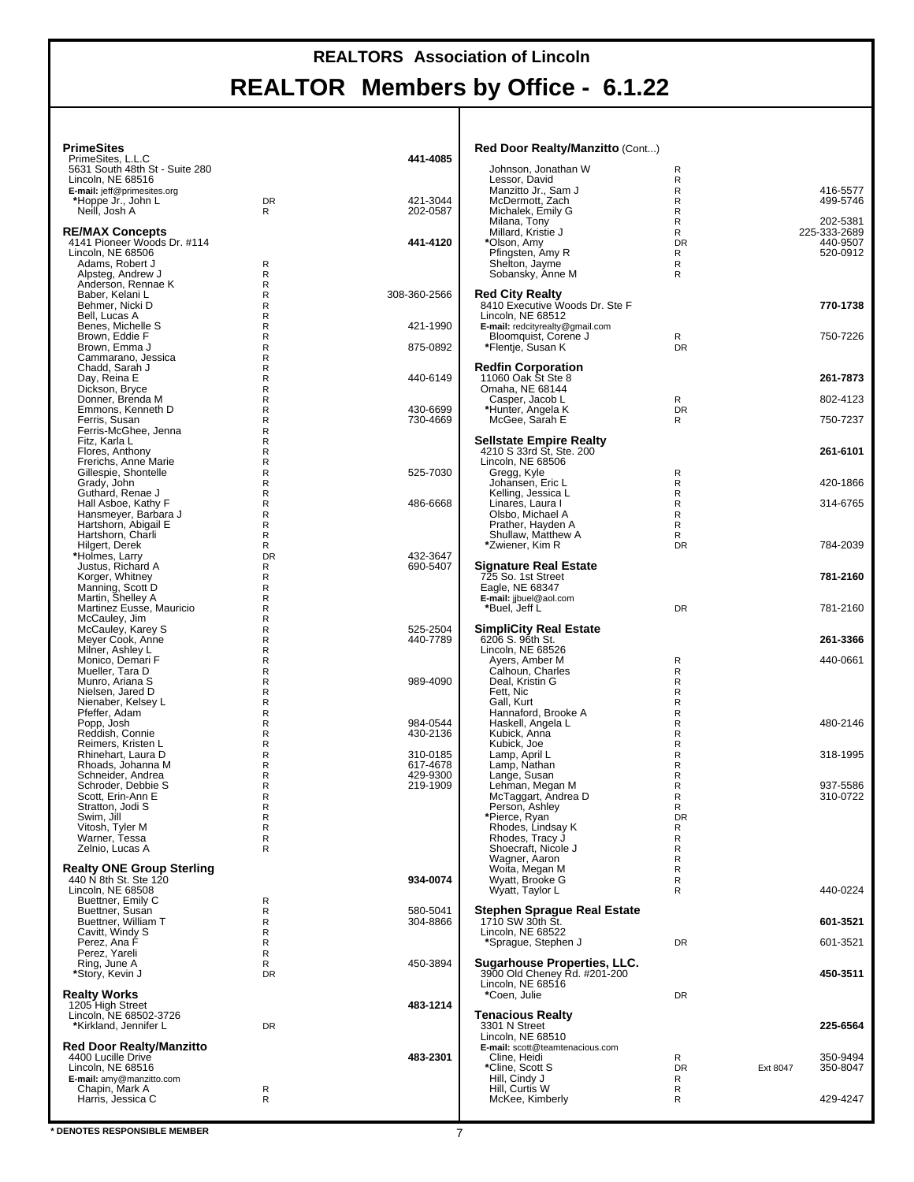# REALTORS Association of Lincoln

# REALTOR Members by Office - 6.1.22

### PrimeSites

PrimeSites, L.L.C — **441-4085**
5631 South 48th St - Suite 280
Lincoln, NE 68516
**E-mail:** jeff@primesites.org

| Name | Type | Phone |
|---|---|---|
| *Hoppe Jr., John L | DR | 421-3044 |
| Neill, Josh A | R | 202-0587 |

### RE/MAX Concepts

4141 Pioneer Woods Dr. #114 — **441-4120**
Lincoln, NE 68506

| Name | Type | Phone |
|---|---|---|
| Adams, Robert J | R | |
| Alpsteg, Andrew J | R | |
| Anderson, Rennae K | R | |
| Baber, Kelani L | R | 308-360-2566 |
| Behmer, Nicki D | R | |
| Bell, Lucas A | R | |
| Benes, Michelle S | R | 421-1990 |
| Brown, Eddie F | R | |
| Brown, Emma J | R | 875-0892 |
| Cammarano, Jessica | R | |
| Chadd, Sarah J | R | |
| Day, Reina E | R | 440-6149 |
| Dickson, Bryce | R | |
| Donner, Brenda M | R | |
| Emmons, Kenneth D | R | 430-6699 |
| Ferris, Susan | R | 730-4669 |
| Ferris-McGhee, Jenna | R | |
| Fitz, Karla L | R | |
| Flores, Anthony | R | |
| Frerichs, Anne Marie | R | |
| Gillespie, Shontelle | R | 525-7030 |
| Grady, John | R | |
| Guthard, Renae J | R | |
| Hall Asboe, Kathy F | R | 486-6668 |
| Hansmeyer, Barbara J | R | |
| Hartshorn, Abigail E | R | |
| Hartshorn, Charli | R | |
| Hilgert, Derek | R | |
| *Holmes, Larry | DR | 432-3647 |
| Justus, Richard A | R | 690-5407 |
| Korger, Whitney | R | |
| Manning, Scott D | R | |
| Martin, Shelley A | R | |
| Martinez Eusse, Mauricio | R | |
| McCauley, Jim | R | |
| McCauley, Karey S | R | 525-2504 |
| Meyer Cook, Anne | R | 440-7789 |
| Milner, Ashley L | R | |
| Monico, Demari F | R | |
| Mueller, Tara D | R | |
| Munro, Ariana S | R | 989-4090 |
| Nielsen, Jared D | R | |
| Nienaber, Kelsey L | R | |
| Pfeffer, Adam | R | |
| Popp, Josh | R | 984-0544 |
| Reddish, Connie | R | 430-2136 |
| Reimers, Kristen L | R | |
| Rhinehart, Laura D | R | 310-0185 |
| Rhoads, Johanna M | R | 617-4678 |
| Schneider, Andrea | R | 429-9300 |
| Schroder, Debbie S | R | 219-1909 |
| Scott, Erin-Ann E | R | |
| Stratton, Jodi S | R | |
| Swim, Jill | R | |
| Vitosh, Tyler M | R | |
| Warner, Tessa | R | |
| Zelnio, Lucas A | R | |

### Realty ONE Group Sterling

440 N 8th St. Ste 120 — **934-0074**
Lincoln, NE 68508

| Name | Type | Phone |
|---|---|---|
| Buettner, Emily C | R | |
| Buettner, Susan | R | 580-5041 |
| Buettner, William T | R | 304-8866 |
| Cavitt, Windy S | R | |
| Perez, Ana F | R | |
| Perez, Yareli | R | |
| Ring, June A | R | 450-3894 |
| *Story, Kevin J | DR | |

### Realty Works

1205 High Street — **483-1214**
Lincoln, NE 68502-3726

| Name | Type | Phone |
|---|---|---|
| *Kirkland, Jennifer L | DR | |

### Red Door Realty/Manzitto

4400 Lucille Drive — **483-2301**
Lincoln, NE 68516
**E-mail:** amy@manzitto.com

| Name | Type | Phone |
|---|---|---|
| Chapin, Mark A | R | |
| Harris, Jessica C | R | |

### Red Door Realty/Manzitto (Cont...)

| Name | Type | Phone |
|---|---|---|
| Johnson, Jonathan W | R | |
| Lessor, David | R | |
| Manzitto Jr., Sam J | R | 416-5577 |
| McDermott, Zach | R | 499-5746 |
| Michalek, Emily G | R | |
| Milana, Tony | R | 202-5381 |
| Millard, Kristie J | R | 225-333-2689 |
| *Olson, Amy | DR | 440-9507 |
| Pfingsten, Amy R | R | 520-0912 |
| Shelton, Jayme | R | |
| Sobansky, Anne M | R | |

### Red City Realty

8410 Executive Woods Dr. Ste F — **770-1738**
Lincoln, NE 68512
**E-mail:** redcityrealty@gmail.com

| Name | Type | Phone |
|---|---|---|
| Bloomquist, Corene J | R | 750-7226 |
| *Flentje, Susan K | DR | |

### Redfin Corporation

11060 Oak St Ste 8 — **261-7873**
Omaha, NE 68144

| Name | Type | Phone |
|---|---|---|
| Casper, Jacob L | R | 802-4123 |
| *Hunter, Angela K | DR | |
| McGee, Sarah E | R | 750-7237 |

### Sellstate Empire Realty

4210 S 33rd St, Ste. 200 — **261-6101**
Lincoln, NE 68506

| Name | Type | Phone |
|---|---|---|
| Gregg, Kyle | R | |
| Johansen, Eric L | R | 420-1866 |
| Kelling, Jessica L | R | |
| Linares, Laura I | R | 314-6765 |
| Olsbo, Michael A | R | |
| Prather, Hayden A | R | |
| Shullaw, Matthew A | R | |
| *Zwiener, Kim R | DR | 784-2039 |

### Signature Real Estate

725 So. 1st Street — **781-2160**
Eagle, NE 68347
**E-mail:** jjbuel@aol.com

| Name | Type | Phone |
|---|---|---|
| *Buel, Jeff L | DR | 781-2160 |

### SimpliCity Real Estate

6206 S. 96th St. — **261-3366**
Lincoln, NE 68526

| Name | Type | Phone |
|---|---|---|
| Ayers, Amber M | R | 440-0661 |
| Calhoun, Charles | R | |
| Deal, Kristin G | R | |
| Fett, Nic | R | |
| Gall, Kurt | R | |
| Hannaford, Brooke A | R | |
| Haskell, Angela L | R | 480-2146 |
| Kubick, Anna | R | |
| Kubick, Joe | R | |
| Lamp, April L | R | 318-1995 |
| Lamp, Nathan | R | |
| Lange, Susan | R | |
| Lehman, Megan M | R | 937-5586 |
| McTaggart, Andrea D | R | 310-0722 |
| Person, Ashley | R | |
| *Pierce, Ryan | DR | |
| Rhodes, Lindsay K | R | |
| Rhodes, Tracy J | R | |
| Shoecraft, Nicole J | R | |
| Wagner, Aaron | R | |
| Woita, Megan M | R | |
| Wyatt, Brooke G | R | |
| Wyatt, Taylor L | R | 440-0224 |

### Stephen Sprague Real Estate

1710 SW 30th St. — **601-3521**
Lincoln, NE 68522

| Name | Type | Phone |
|---|---|---|
| *Sprague, Stephen J | DR | 601-3521 |

### Sugarhouse Properties, LLC.

3900 Old Cheney Rd. #201-200 — **450-3511**
Lincoln, NE 68516

| Name | Type | Phone |
|---|---|---|
| *Coen, Julie | DR | |

### Tenacious Realty

3301 N Street — **225-6564**
Lincoln, NE 68510
**E-mail:** scott@teamtenacious.com

| Name | Type | Ext | Phone |
|---|---|---|---|
| Cline, Heidi | R | | 350-9494 |
| *Cline, Scott S | DR | Ext 8047 | 350-8047 |
| Hill, Cindy J | R | | |
| Hill, Curtis W | R | | |
| McKee, Kimberly | R | | 429-4247 |

**\* DENOTES RESPONSIBLE MEMBER**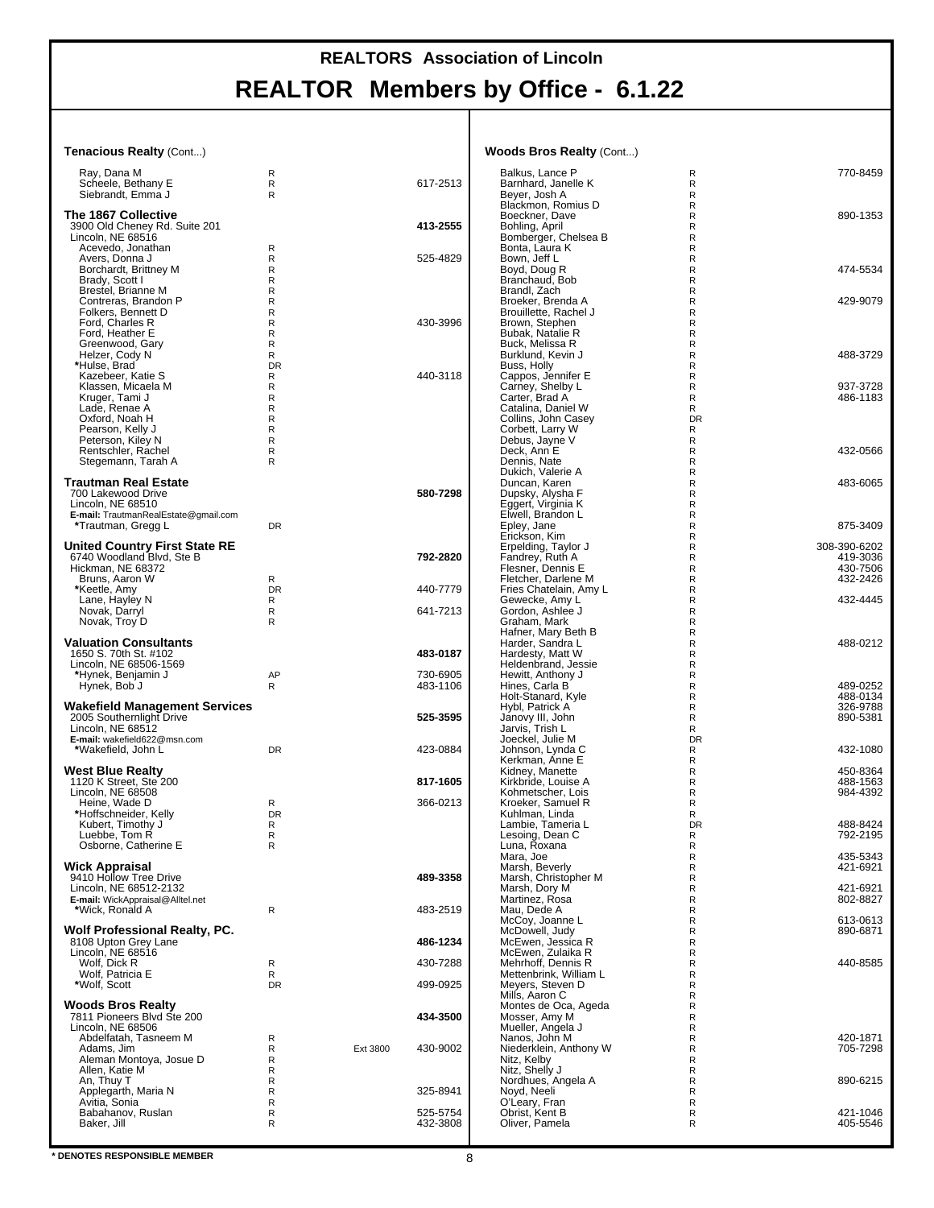# REALTORS Association of Lincoln

# REALTOR Members by Office - 6.1.22

### Tenacious Realty (Cont...)

| Name | Type | Ext | Phone |
|---|---|---|---|
| Ray, Dana M | R | | |
| Scheele, Bethany E | R | | 617-2513 |
| Siebrandt, Emma J | R | | |

### The 1867 Collective

3900 Old Cheney Rd. Suite 201
Lincoln, NE 68516
**413-2555**

| Name | Type | Ext | Phone |
|---|---|---|---|
| Acevedo, Jonathan | R | | |
| Avers, Donna J | R | | 525-4829 |
| Borchardt, Brittney M | R | | |
| Brady, Scott I | R | | |
| Brestel, Brianne M | R | | |
| Contreras, Brandon P | R | | |
| Folkers, Bennett D | R | | |
| Ford, Charles R | R | | 430-3996 |
| Ford, Heather E | R | | |
| Greenwood, Gary | R | | |
| Helzer, Cody N | R | | |
| *Hulse, Brad | DR | | |
| Kazebeer, Katie S | R | | 440-3118 |
| Klassen, Micaela M | R | | |
| Kruger, Tami J | R | | |
| Lade, Renae A | R | | |
| Oxford, Noah H | R | | |
| Pearson, Kelly J | R | | |
| Peterson, Kiley N | R | | |
| Rentschler, Rachel | R | | |
| Stegemann, Tarah A | R | | |

### Trautman Real Estate

700 Lakewood Drive
Lincoln, NE 68510
**E-mail:** TrautmanRealEstate@gmail.com
**580-7298**

| Name | Type | Ext | Phone |
|---|---|---|---|
| *Trautman, Gregg L | DR | | |

### United Country First State RE

6740 Woodland Blvd, Ste B
Hickman, NE 68372
**792-2820**

| Name | Type | Ext | Phone |
|---|---|---|---|
| Bruns, Aaron W | R | | |
| *Keetle, Amy | DR | | 440-7779 |
| Lane, Hayley N | R | | |
| Novak, Darryl | R | | 641-7213 |
| Novak, Troy D | R | | |

### Valuation Consultants

1650 S. 70th St. #102
Lincoln, NE 68506-1569
**483-0187**

| Name | Type | Ext | Phone |
|---|---|---|---|
| *Hynek, Benjamin J | AP | | 730-6905 |
| Hynek, Bob J | R | | 483-1106 |

### Wakefield Management Services

2005 Southernlight Drive
Lincoln, NE 68512
**E-mail:** wakefield622@msn.com
**525-3595**

| Name | Type | Ext | Phone |
|---|---|---|---|
| *Wakefield, John L | DR | | 423-0884 |

### West Blue Realty

1120 K Street, Ste 200
Lincoln, NE 68508
**817-1605**

| Name | Type | Ext | Phone |
|---|---|---|---|
| Heine, Wade D | R | | 366-0213 |
| *Hoffschneider, Kelly | DR | | |
| Kubert, Timothy J | R | | |
| Luebbe, Tom R | R | | |
| Osborne, Catherine E | R | | |

### Wick Appraisal

9410 Hollow Tree Drive
Lincoln, NE 68512-2132
**E-mail:** WickAppraisal@Alltel.net
**489-3358**

| Name | Type | Ext | Phone |
|---|---|---|---|
| *Wick, Ronald A | R | | 483-2519 |

### Wolf Professional Realty, PC.

8108 Upton Grey Lane
Lincoln, NE 68516
**486-1234**

| Name | Type | Ext | Phone |
|---|---|---|---|
| Wolf, Dick R | R | | 430-7288 |
| Wolf, Patricia E | R | | |
| *Wolf, Scott | DR | | 499-0925 |

### Woods Bros Realty

7811 Pioneers Blvd Ste 200
Lincoln, NE 68506
**434-3500**

| Name | Type | Ext | Phone |
|---|---|---|---|
| Abdelfatah, Tasneem M | R | | |
| Adams, Jim | R | Ext 3800 | 430-9002 |
| Aleman Montoya, Josue D | R | | |
| Allen, Katie M | R | | |
| An, Thuy T | R | | |
| Applegarth, Maria N | R | | 325-8941 |
| Avitia, Sonia | R | | |
| Babahanov, Ruslan | R | | 525-5754 |
| Baker, Jill | R | | 432-3808 |

### Woods Bros Realty (Cont...)

| Name | Type | Phone |
|---|---|---|
| Balkus, Lance P | R | 770-8459 |
| Barnhard, Janelle K | R | |
| Beyer, Josh A | R | |
| Blackmon, Romius D | R | |
| Boeckner, Dave | R | 890-1353 |
| Bohling, April | R | |
| Bomberger, Chelsea B | R | |
| Bonta, Laura K | R | |
| Bown, Jeff L | R | |
| Boyd, Doug R | R | 474-5534 |
| Branchaud, Bob | R | |
| Brandl, Zach | R | |
| Broeker, Brenda A | R | 429-9079 |
| Brouillette, Rachel J | R | |
| Brown, Stephen | R | |
| Bubak, Natalie R | R | |
| Buck, Melissa R | R | |
| Burklund, Kevin J | R | 488-3729 |
| Buss, Holly | R | |
| Cappos, Jennifer E | R | |
| Carney, Shelby L | R | 937-3728 |
| Carter, Brad A | R | 486-1183 |
| Catalina, Daniel W | R | |
| Collins, John Casey | DR | |
| Corbett, Larry W | R | |
| Debus, Jayne V | R | |
| Deck, Ann E | R | 432-0566 |
| Dennis, Nate | R | |
| Dukich, Valerie A | R | |
| Duncan, Karen | R | 483-6065 |
| Dupsky, Alysha F | R | |
| Eggert, Virginia K | R | |
| Elwell, Brandon L | R | |
| Epley, Jane | R | 875-3409 |
| Erickson, Kim | R | |
| Erpelding, Taylor J | R | 308-390-6202 |
| Fandrey, Ruth A | R | 419-3036 |
| Flesner, Dennis E | R | 430-7506 |
| Fletcher, Darlene M | R | 432-2426 |
| Fries Chatelain, Amy L | R | |
| Gewecke, Amy L | R | 432-4445 |
| Gordon, Ashlee J | R | |
| Graham, Mark | R | |
| Hafner, Mary Beth B | R | |
| Harder, Sandra L | R | 488-0212 |
| Hardesty, Matt W | R | |
| Heldenbrand, Jessie | R | |
| Hewitt, Anthony J | R | |
| Hines, Carla B | R | 489-0252 |
| Holt-Stanard, Kyle | R | 488-0134 |
| Hybl, Patrick A | R | 326-9788 |
| Janovy III, John | R | 890-5381 |
| Jarvis, Trish L | R | |
| Joeckel, Julie M | DR | |
| Johnson, Lynda C | R | 432-1080 |
| Kerkman, Anne E | R | |
| Kidney, Manette | R | 450-8364 |
| Kirkbride, Louise A | R | 488-1563 |
| Kohmetscher, Lois | R | 984-4392 |
| Kroeker, Samuel R | R | |
| Kuhlman, Linda | R | |
| Lambie, Tameria L | DR | 488-8424 |
| Lesoing, Dean C | R | 792-2195 |
| Luna, Roxana | R | |
| Mara, Joe | R | 435-5343 |
| Marsh, Beverly | R | 421-6921 |
| Marsh, Christopher M | R | |
| Marsh, Dory M | R | 421-6921 |
| Martinez, Rosa | R | 802-8827 |
| Mau, Dede A | R | |
| McCoy, Joanne L | R | 613-0613 |
| McDowell, Judy | R | 890-6871 |
| McEwen, Jessica R | R | |
| McEwen, Zulaika R | R | |
| Mehrhoff, Dennis R | R | 440-8585 |
| Mettenbrink, William L | R | |
| Meyers, Steven D | R | |
| Mills, Aaron C | R | |
| Montes de Oca, Ageda | R | |
| Mosser, Amy M | R | |
| Mueller, Angela J | R | |
| Nanos, John M | R | 420-1871 |
| Niederklein, Anthony W | R | 705-7298 |
| Nitz, Kelby | R | |
| Nitz, Shelly J | R | |
| Nordhues, Angela A | R | 890-6215 |
| Noyd, Neeli | R | |
| O'Leary, Fran | R | |
| Obrist, Kent B | R | 421-1046 |
| Oliver, Pamela | R | 405-5546 |

**\* DENOTES RESPONSIBLE MEMBER**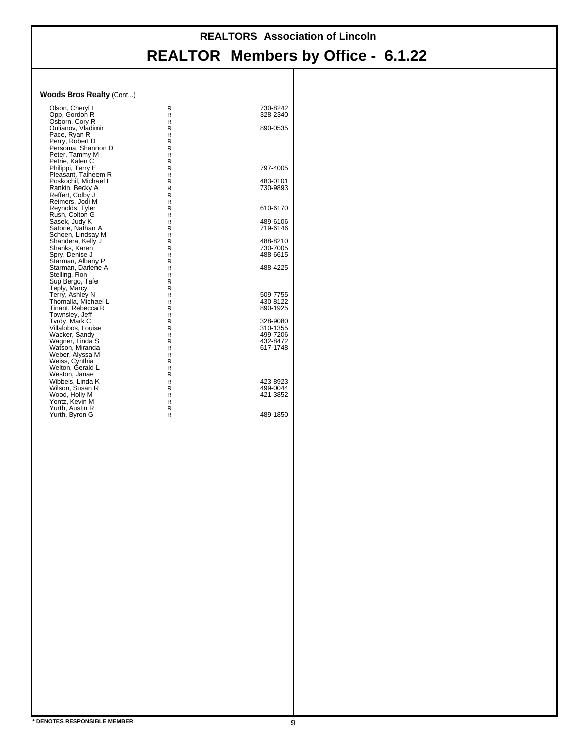# REALTORS Association of Lincoln

## REALTOR Members by Office - 6.1.22

**Woods Bros Realty** (Cont...)

| | | |
|---|---|---|
| Olson, Cheryl L | R | 730-8242 |
| Opp, Gordon R | R | 328-2340 |
| Osborn, Cory R | R | |
| Oulianov, Vladimir | R | 890-0535 |
| Pace, Ryan R | R | |
| Perry, Robert D | R | |
| Persoma, Shannon D | R | |
| Peter, Tammy M | R | |
| Petrie, Kalen C | R | |
| Philippi, Terry E | R | 797-4005 |
| Pleasant, Taiheem R | R | |
| Poskochil, Michael L | R | 483-0101 |
| Rankin, Becky A | R | 730-9893 |
| Reffert, Colby J | R | |
| Reimers, Jodi M | R | |
| Reynolds, Tyler | R | 610-6170 |
| Rush, Colton G | R | |
| Sasek, Judy K | R | 489-6106 |
| Satorie, Nathan A | R | 719-6146 |
| Schoen, Lindsay M | R | |
| Shandera, Kelly J | R | 488-8210 |
| Shanks, Karen | R | 730-7005 |
| Spry, Denise J | R | 488-6615 |
| Starman, Albany P | R | |
| Starman, Darlene A | R | 488-4225 |
| Stelling, Ron | R | |
| Sup Bergo, Tafe | R | |
| Teply, Marcy | R | |
| Terry, Ashley N | R | 509-7755 |
| Thomalla, Michael L | R | 430-8122 |
| Tinant, Rebecca R | R | 890-1925 |
| Townsley, Jeff | R | |
| Tvrdy, Mark C | R | 328-9080 |
| Villalobos, Louise | R | 310-1355 |
| Wacker, Sandy | R | 499-7206 |
| Wagner, Linda S | R | 432-8472 |
| Watson, Miranda | R | 617-1748 |
| Weber, Alyssa M | R | |
| Weiss, Cynthia | R | |
| Welton, Gerald L | R | |
| Weston, Janae | R | |
| Wibbels, Linda K | R | 423-8923 |
| Wilson, Susan R | R | 499-0044 |
| Wood, Holly M | R | 421-3852 |
| Yontz, Kevin M | R | |
| Yurth, Austin R | R | |
| Yurth, Byron G | R | 489-1850 |

**\* DENOTES RESPONSIBLE MEMBER**